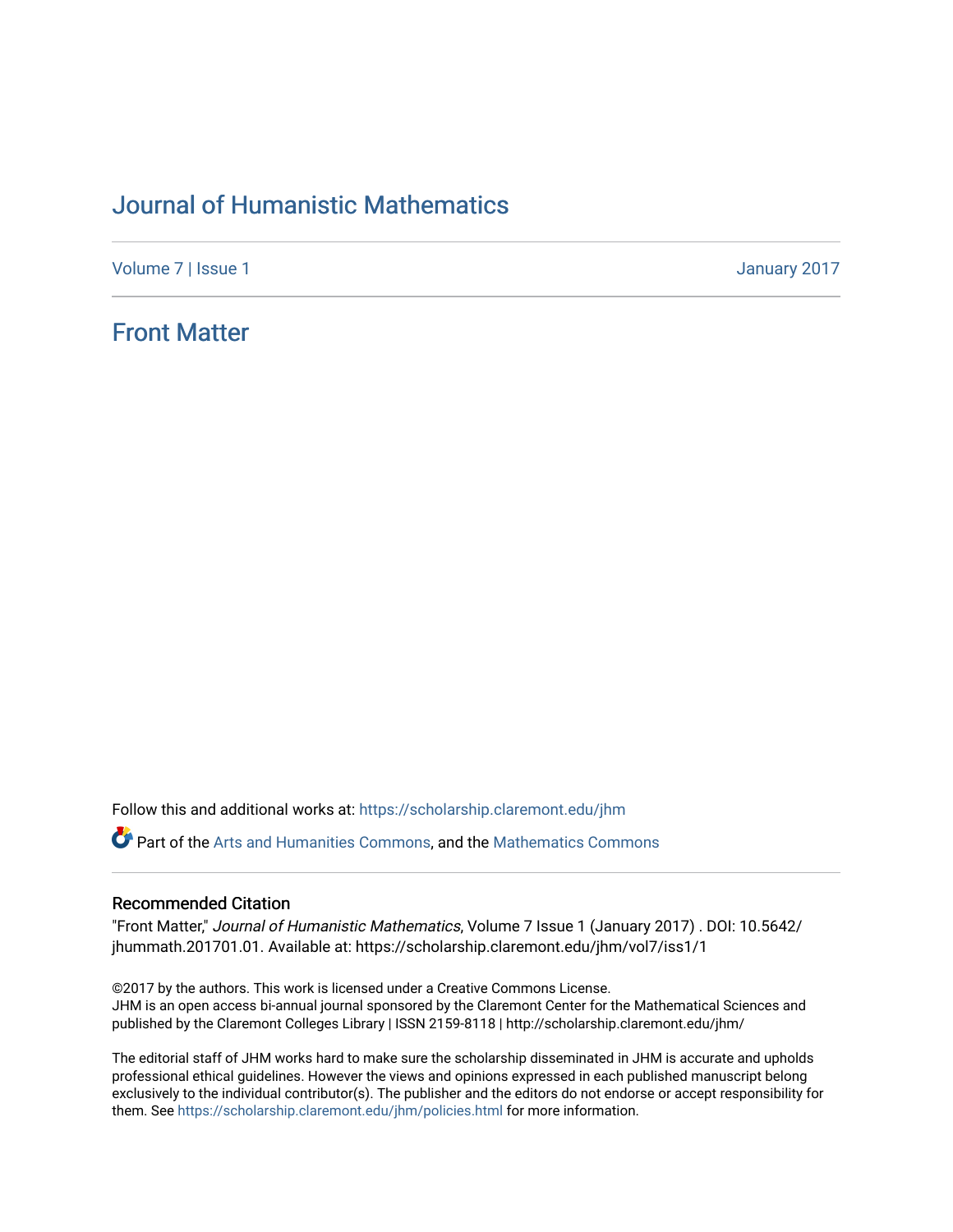# Journal of Humanistic Mathematics

Volume 7 | Issue 1 January 2017

## Front Matter

Follow this and additional works at: https://scholarship.claremont.edu/jhm

Part of the Arts and Humanities Commons, and the Mathematics Commons

### Recommended Citation

"Front Matter," *Journal of Humanistic Mathematics*, Volume 7 Issue 1 (January 2017) . DOI: 10.5642/jhummath.201701.01. Available at: https://scholarship.claremont.edu/jhm/vol7/iss1/1

©2017 by the authors. This work is licensed under a Creative Commons License.
JHM is an open access bi-annual journal sponsored by the Claremont Center for the Mathematical Sciences and published by the Claremont Colleges Library | ISSN 2159-8118 | http://scholarship.claremont.edu/jhm/

The editorial staff of JHM works hard to make sure the scholarship disseminated in JHM is accurate and upholds professional ethical guidelines. However the views and opinions expressed in each published manuscript belong exclusively to the individual contributor(s). The publisher and the editors do not endorse or accept responsibility for them. See https://scholarship.claremont.edu/jhm/policies.html for more information.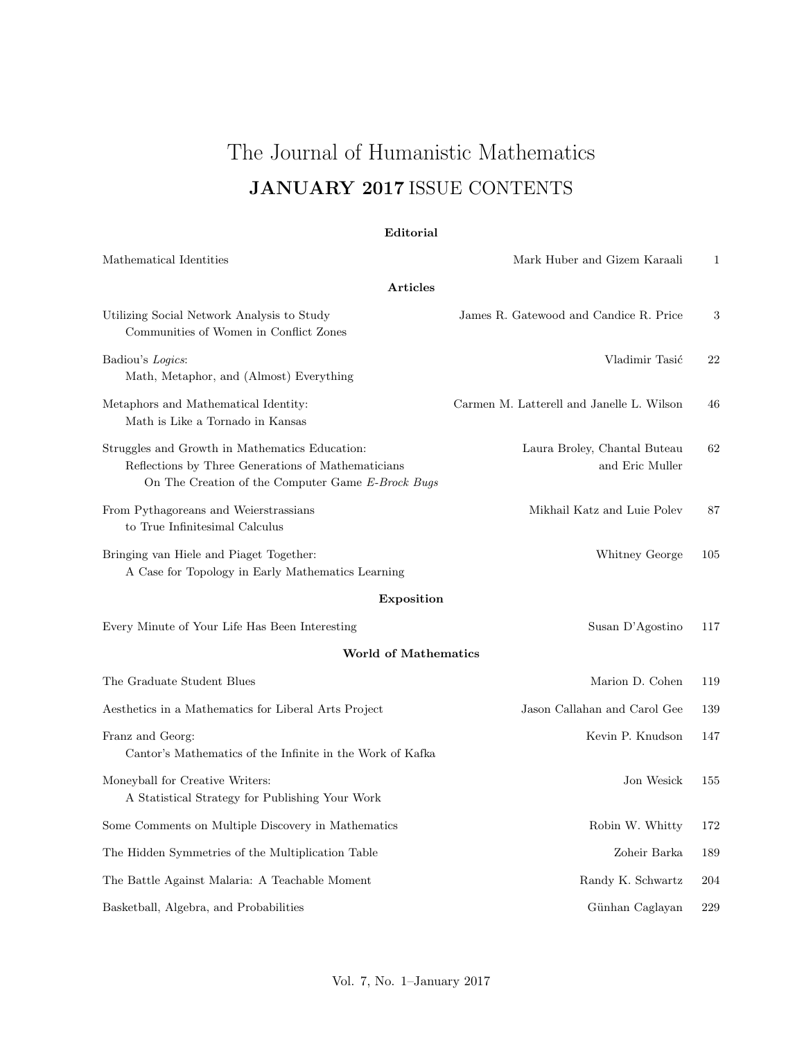# The Journal of Humanistic Mathematics

## **JANUARY 2017** ISSUE CONTENTS

### Editorial

| | | |
|---|---|---|
| Mathematical Identities | Mark Huber and Gizem Karaali | 1 |

### Articles

| | | |
|---|---|---|
| Utilizing Social Network Analysis to Study Communities of Women in Conflict Zones | James R. Gatewood and Candice R. Price | 3 |
| Badiou's *Logics*: Math, Metaphor, and (Almost) Everything | Vladimir Tasić | 22 |
| Metaphors and Mathematical Identity: Math is Like a Tornado in Kansas | Carmen M. Latterell and Janelle L. Wilson | 46 |
| Struggles and Growth in Mathematics Education: Reflections by Three Generations of Mathematicians On The Creation of the Computer Game *E-Brock Bugs* | Laura Broley, Chantal Buteau and Eric Muller | 62 |
| From Pythagoreans and Weierstrassians to True Infinitesimal Calculus | Mikhail Katz and Luie Polev | 87 |
| Bringing van Hiele and Piaget Together: A Case for Topology in Early Mathematics Learning | Whitney George | 105 |

### Exposition

| | | |
|---|---|---|
| Every Minute of Your Life Has Been Interesting | Susan D'Agostino | 117 |

### World of Mathematics

| | | |
|---|---|---|
| The Graduate Student Blues | Marion D. Cohen | 119 |
| Aesthetics in a Mathematics for Liberal Arts Project | Jason Callahan and Carol Gee | 139 |
| Franz and Georg: Cantor's Mathematics of the Infinite in the Work of Kafka | Kevin P. Knudson | 147 |
| Moneyball for Creative Writers: A Statistical Strategy for Publishing Your Work | Jon Wesick | 155 |
| Some Comments on Multiple Discovery in Mathematics | Robin W. Whitty | 172 |
| The Hidden Symmetries of the Multiplication Table | Zoheir Barka | 189 |
| The Battle Against Malaria: A Teachable Moment | Randy K. Schwartz | 204 |
| Basketball, Algebra, and Probabilities | Günhan Caglayan | 229 |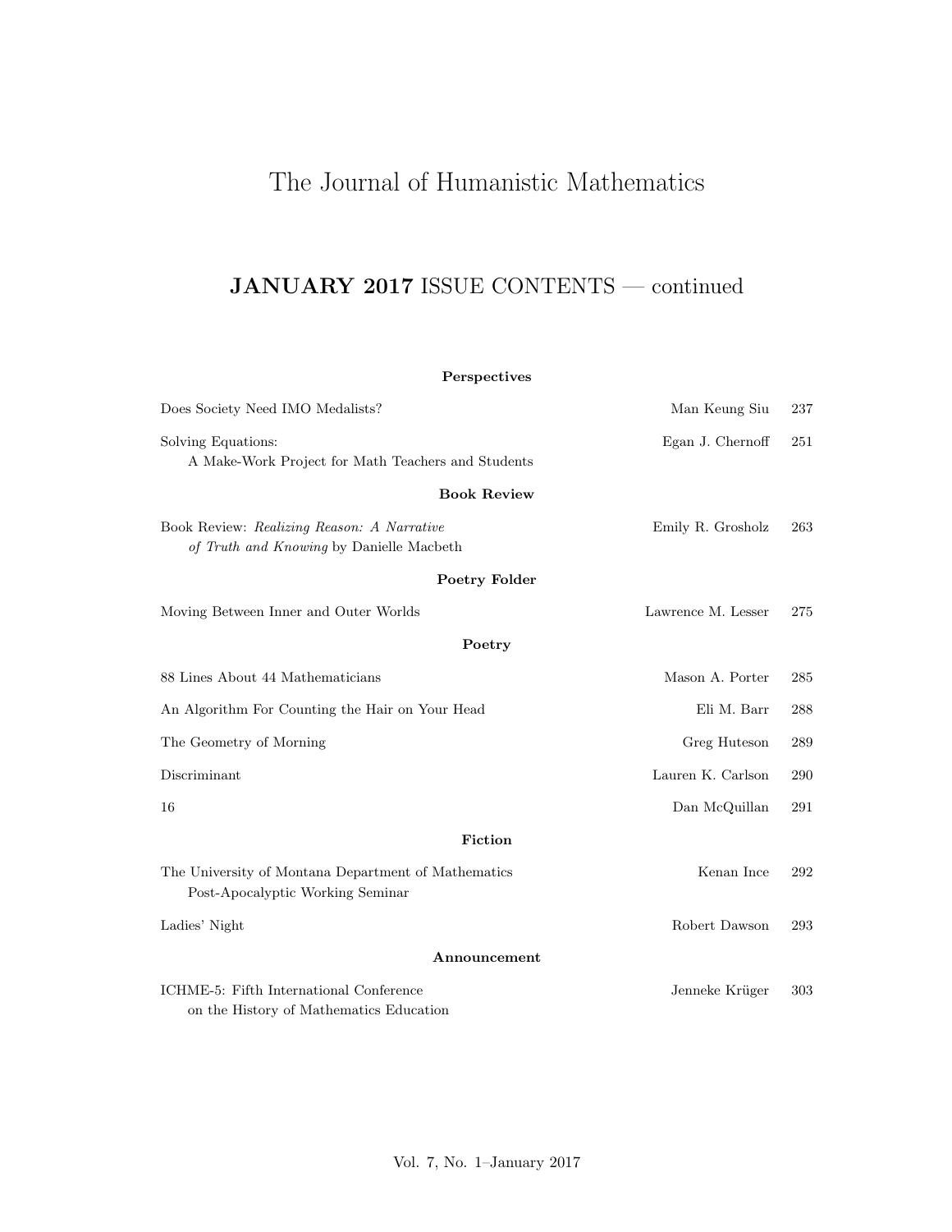# The Journal of Humanistic Mathematics

## **JANUARY 2017** ISSUE CONTENTS — continued

**Perspectives**

Does Society Need IMO Medalists? — Man Keung Siu — 237

Solving Equations: A Make-Work Project for Math Teachers and Students — Egan J. Chernoff — 251

**Book Review**

Book Review: *Realizing Reason: A Narrative of Truth and Knowing* by Danielle Macbeth — Emily R. Grosholz — 263

**Poetry Folder**

Moving Between Inner and Outer Worlds — Lawrence M. Lesser — 275

**Poetry**

88 Lines About 44 Mathematicians — Mason A. Porter — 285

An Algorithm For Counting the Hair on Your Head — Eli M. Barr — 288

The Geometry of Morning — Greg Huteson — 289

Discriminant — Lauren K. Carlson — 290

16 — Dan McQuillan — 291

**Fiction**

The University of Montana Department of Mathematics Post-Apocalyptic Working Seminar — Kenan Ince — 292

Ladies' Night — Robert Dawson — 293

**Announcement**

ICHME-5: Fifth International Conference on the History of Mathematics Education — Jenneke Krüger — 303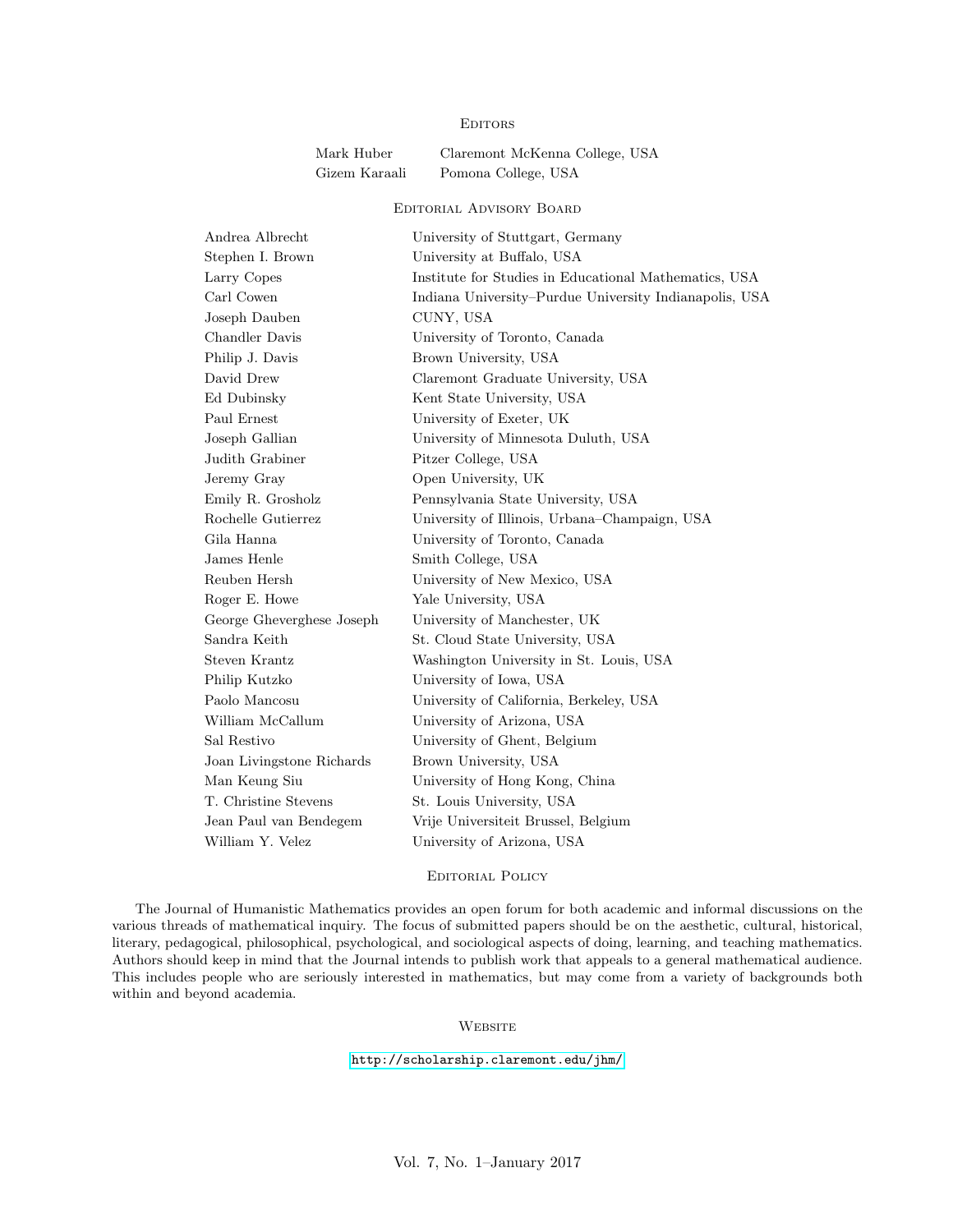## Editors

| | |
|---|---|
| Mark Huber | Claremont McKenna College, USA |
| Gizem Karaali | Pomona College, USA |

## Editorial Advisory Board

| | |
|---|---|
| Andrea Albrecht | University of Stuttgart, Germany |
| Stephen I. Brown | University at Buffalo, USA |
| Larry Copes | Institute for Studies in Educational Mathematics, USA |
| Carl Cowen | Indiana University–Purdue University Indianapolis, USA |
| Joseph Dauben | CUNY, USA |
| Chandler Davis | University of Toronto, Canada |
| Philip J. Davis | Brown University, USA |
| David Drew | Claremont Graduate University, USA |
| Ed Dubinsky | Kent State University, USA |
| Paul Ernest | University of Exeter, UK |
| Joseph Gallian | University of Minnesota Duluth, USA |
| Judith Grabiner | Pitzer College, USA |
| Jeremy Gray | Open University, UK |
| Emily R. Grosholz | Pennsylvania State University, USA |
| Rochelle Gutierrez | University of Illinois, Urbana–Champaign, USA |
| Gila Hanna | University of Toronto, Canada |
| James Henle | Smith College, USA |
| Reuben Hersh | University of New Mexico, USA |
| Roger E. Howe | Yale University, USA |
| George Gheverghese Joseph | University of Manchester, UK |
| Sandra Keith | St. Cloud State University, USA |
| Steven Krantz | Washington University in St. Louis, USA |
| Philip Kutzko | University of Iowa, USA |
| Paolo Mancosu | University of California, Berkeley, USA |
| William McCallum | University of Arizona, USA |
| Sal Restivo | University of Ghent, Belgium |
| Joan Livingstone Richards | Brown University, USA |
| Man Keung Siu | University of Hong Kong, China |
| T. Christine Stevens | St. Louis University, USA |
| Jean Paul van Bendegem | Vrije Universiteit Brussel, Belgium |
| William Y. Velez | University of Arizona, USA |

## Editorial Policy

The Journal of Humanistic Mathematics provides an open forum for both academic and informal discussions on the various threads of mathematical inquiry. The focus of submitted papers should be on the aesthetic, cultural, historical, literary, pedagogical, philosophical, psychological, and sociological aspects of doing, learning, and teaching mathematics. Authors should keep in mind that the Journal intends to publish work that appeals to a general mathematical audience. This includes people who are seriously interested in mathematics, but may come from a variety of backgrounds both within and beyond academia.

## Website

http://scholarship.claremont.edu/jhm/

Vol. 7, No. 1–January 2017